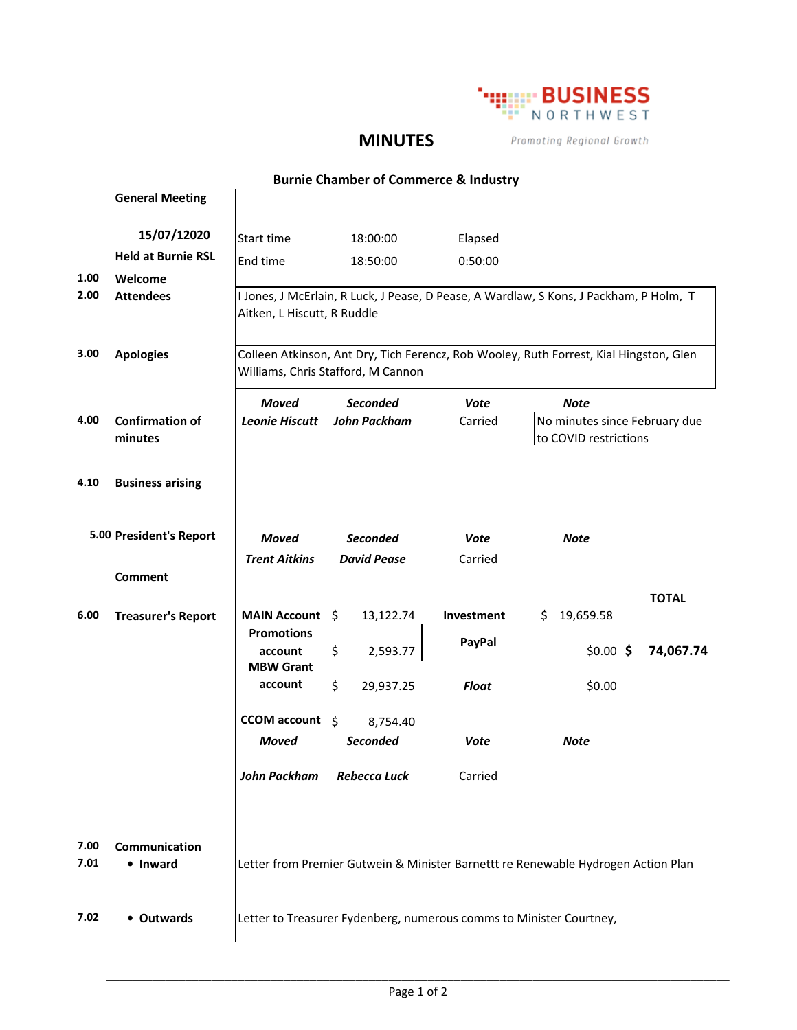**BUSINESS NORTHWEST**
*Promoting Regional Growth*

# MINUTES

## Burnie Chamber of Commerce & Industry

**General Meeting**

**15/07/12020**

**Held at Burnie RSL**

| Start time | 18:00:00 | Elapsed |
|---|---|---|
| End time | 18:50:00 | 0:50:00 |

**1.00 Welcome**

**2.00 Attendees**

I Jones, J McErlain, R Luck, J Pease, D Pease, A Wardlaw, S Kons, J Packham, P Holm, T Aitken, L Hiscutt, R Ruddle

**3.00 Apologies**

Colleen Atkinson, Ant Dry, Tich Ferencz, Rob Wooley, Ruth Forrest, Kial Hingston, Glen Williams, Chris Stafford, M Cannon

**4.00 Confirmation of minutes**

| *Moved* | *Seconded* | *Vote* | *Note* |
|---|---|---|---|
| *Leonie Hiscutt* | *John Packham* | Carried | No minutes since February due to COVID restrictions |

**4.10 Business arising**

**5.00 President's Report**

| *Moved* | *Seconded* | *Vote* | *Note* |
|---|---|---|---|
| *Trent Aitkins* | *David Pease* | Carried | |

**Comment**

**6.00 Treasurer's Report**

| Account | Amount | Account | Amount | TOTAL |
|---|---|---|---|---|
| **MAIN Account** | $ 13,122.74 | **Investment** | $ 19,659.58 | |
| **Promotions account** | $ 2,593.77 | **PayPal** | $0.00 | **$ 74,067.74** |
| **MBW Grant account** | $ 29,937.25 | ***Float*** | $0.00 | |
| **CCOM account** | $ 8,754.40 | | | |

| *Moved* | *Seconded* | *Vote* | *Note* |
|---|---|---|---|
| *John Packham* | *Rebecca Luck* | Carried | |

**7.00 Communication**

**7.01 • Inward**

Letter from Premier Gutwein & Minister Barnettt re Renewable Hydrogen Action Plan

**7.02 • Outwards**

Letter to Treasurer Fydenberg, numerous comms to Minister Courtney,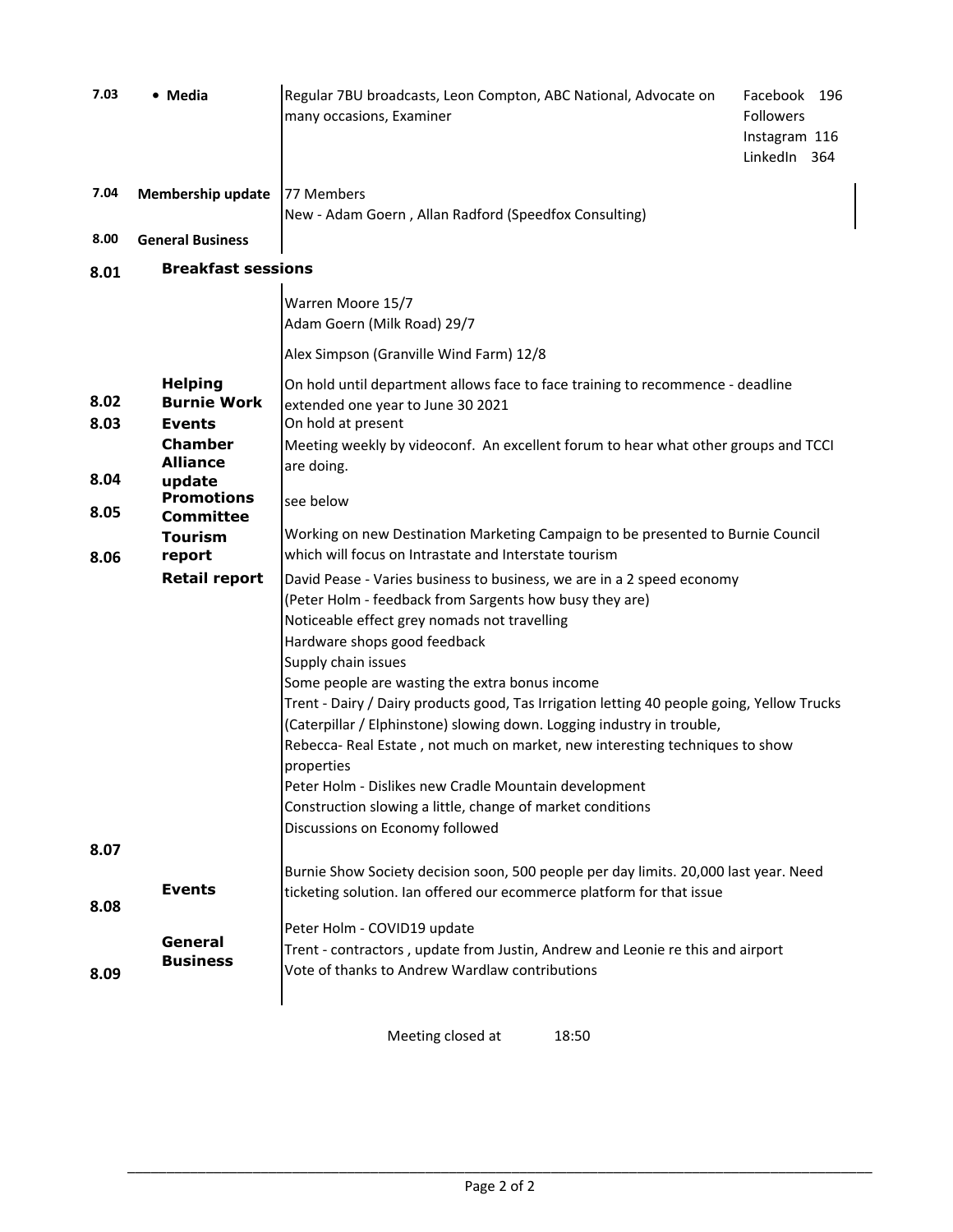| | | | |
|---|---|---|---|
| 7.03 | • **Media** | Regular 7BU broadcasts, Leon Compton, ABC National, Advocate on many occasions, Examiner | Facebook 196 Followers<br>Instagram 116<br>LinkedIn 364 |
| 7.04 | **Membership update** | 77 Members<br>New - Adam Goern , Allan Radford (Speedfox Consulting) | |
| 8.00 | **General Business** | | |
| 8.01 | **Breakfast sessions** | Warren Moore 15/7<br>Adam Goern (Milk Road) 29/7<br>Alex Simpson (Granville Wind Farm) 12/8 | |
| 8.02 | **Helping Burnie Work** | On hold until department allows face to face training to recommence - deadline extended one year to June 30 2021 | |
| 8.03 | **Events** | On hold at present | |
| 8.04 | **Chamber Alliance update** | Meeting weekly by videoconf. An excellent forum to hear what other groups and TCCI are doing. | |
| 8.05 | **Promotions Committee** | see below | |
| 8.06 | **Tourism report** | Working on new Destination Marketing Campaign to be presented to Burnie Council which will focus on Intrastate and Interstate tourism | |
| | **Retail report** | David Pease - Varies business to business, we are in a 2 speed economy<br>(Peter Holm - feedback from Sargents how busy they are)<br>Noticeable effect grey nomads not travelling<br>Hardware shops good feedback<br>Supply chain issues<br>Some people are wasting the extra bonus income<br>Trent - Dairy / Dairy products good, Tas Irrigation letting 40 people going, Yellow Trucks (Caterpillar / Elphinstone) slowing down. Logging industry in trouble,<br>Rebecca- Real Estate , not much on market, new interesting techniques to show properties<br>Peter Holm - Dislikes new Cradle Mountain development<br>Construction slowing a little, change of market conditions<br>Discussions on Economy followed | |
| 8.07 | **Events** | Burnie Show Society decision soon, 500 people per day limits. 20,000 last year. Need ticketing solution. Ian offered our ecommerce platform for that issue | |
| 8.08 | **General Business** | Peter Holm - COVID19 update<br>Trent - contractors , update from Justin, Andrew and Leonie re this and airport | |
| 8.09 | | Vote of thanks to Andrew Wardlaw contributions | |

Meeting closed at 18:50